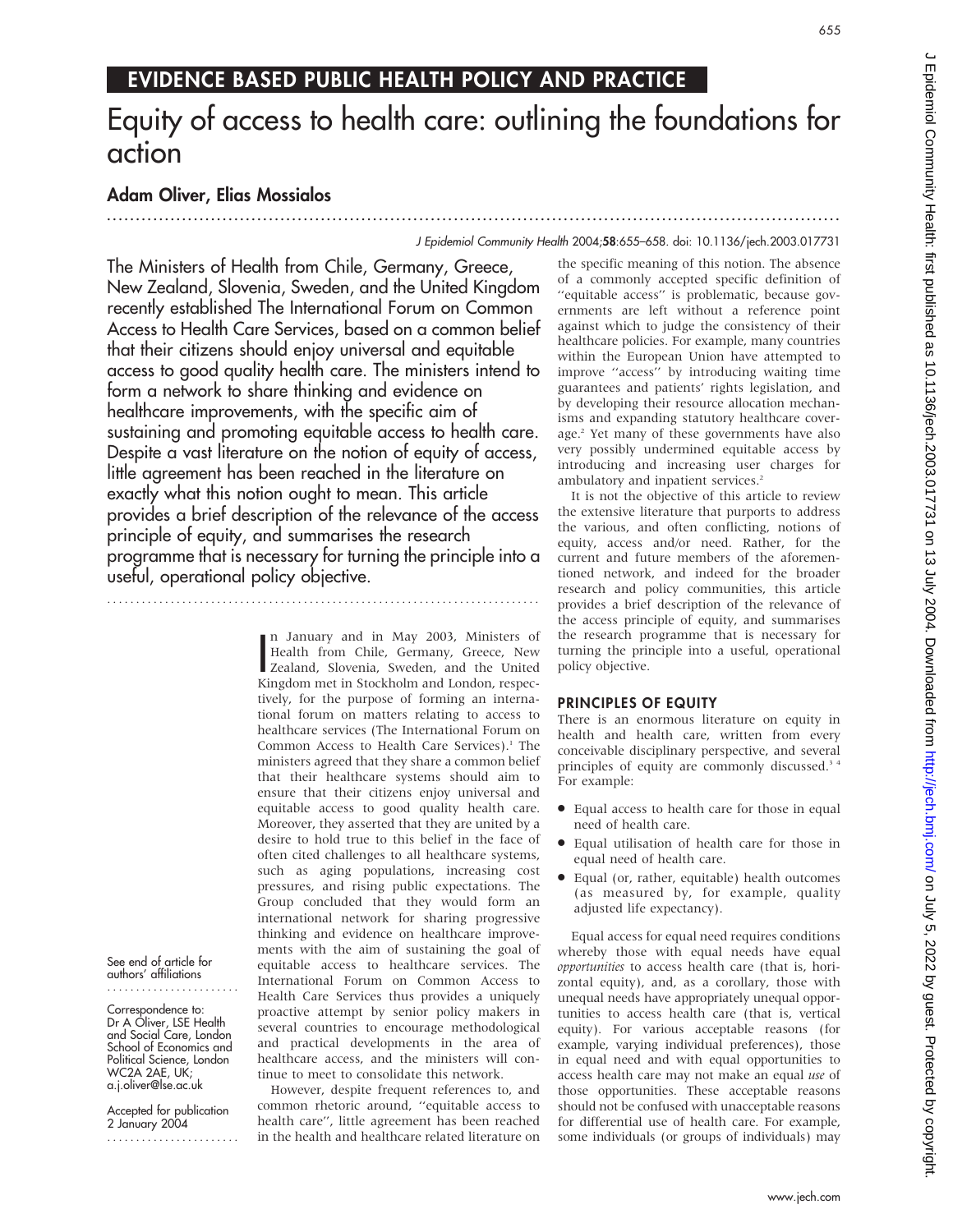## EVIDENCE BASED PUBLIC HEALTH POLICY AND PRACTICE

# Equity of access to health care: outlining the foundations for action

**Adam Oliver, Elias Mossialos**

*J Epidemiol Community Health* 2004;**58**:655–658. doi: 10.1136/jech.2003.017731

**The Ministers of Health from Chile, Germany, Greece, New Zealand, Slovenia, Sweden, and the United Kingdom recently established The International Forum on Common Access to Health Care Services, based on a common belief that their citizens should enjoy universal and equitable access to good quality health care. The ministers intend to form a network to share thinking and evidence on healthcare improvements, with the specific aim of sustaining and promoting equitable access to health care. Despite a vast literature on the notion of equity of access, little agreement has been reached in the literature on exactly what this notion ought to mean. This article provides a brief description of the relevance of the access principle of equity, and summarises the research programme that is necessary for turning the principle into a useful, operational policy objective.**

See end of article for authors' affiliations

Correspondence to: Dr A Oliver, LSE Health and Social Care, London School of Economics and Political Science, London WC2A 2AE, UK; a.j.oliver@lse.ac.uk

Accepted for publication 2 January 2004

In January and in May 2003, Ministers of Health from Chile, Germany, Greece, New Zealand, Slovenia, Sweden, and the United Kingdom met in Stockholm and London, respectively, for the purpose of forming an international forum on matters relating to access to healthcare services (The International Forum on Common Access to Health Care Services).[1] The ministers agreed that they share a common belief that their healthcare systems should aim to ensure that their citizens enjoy universal and equitable access to good quality health care. Moreover, they asserted that they are united by a desire to hold true to this belief in the face of often cited challenges to all healthcare systems, such as aging populations, increasing cost pressures, and rising public expectations. The Group concluded that they would form an international network for sharing progressive thinking and evidence on healthcare improvements with the aim of sustaining the goal of equitable access to healthcare services. The International Forum on Common Access to Health Care Services thus provides a uniquely proactive attempt by senior policy makers in several countries to encourage methodological and practical developments in the area of healthcare access, and the ministers will continue to meet to consolidate this network.

However, despite frequent references to, and common rhetoric around, ''equitable access to health care'', little agreement has been reached in the health and healthcare related literature on the specific meaning of this notion. The absence of a commonly accepted specific definition of ''equitable access'' is problematic, because governments are left without a reference point against which to judge the consistency of their healthcare policies. For example, many countries within the European Union have attempted to improve ''access'' by introducing waiting time guarantees and patients' rights legislation, and by developing their resource allocation mechanisms and expanding statutory healthcare coverage.[2] Yet many of these governments have also very possibly undermined equitable access by introducing and increasing user charges for ambulatory and inpatient services.[2]

It is not the objective of this article to review the extensive literature that purports to address the various, and often conflicting, notions of equity, access and/or need. Rather, for the current and future members of the aforementioned network, and indeed for the broader research and policy communities, this article provides a brief description of the relevance of the access principle of equity, and summarises the research programme that is necessary for turning the principle into a useful, operational policy objective.

## PRINCIPLES OF EQUITY

There is an enormous literature on equity in health and health care, written from every conceivable disciplinary perspective, and several principles of equity are commonly discussed.[3,4] For example:

- Equal access to health care for those in equal need of health care.
- Equal utilisation of health care for those in equal need of health care.
- Equal (or, rather, equitable) health outcomes (as measured by, for example, quality adjusted life expectancy).

Equal access for equal need requires conditions whereby those with equal needs have equal *opportunities* to access health care (that is, horizontal equity), and, as a corollary, those with unequal needs have appropriately unequal opportunities to access health care (that is, vertical equity). For various acceptable reasons (for example, varying individual preferences), those in equal need and with equal opportunities to access health care may not make an equal *use* of those opportunities. These acceptable reasons should not be confused with unacceptable reasons for differential use of health care. For example, some individuals (or groups of individuals) may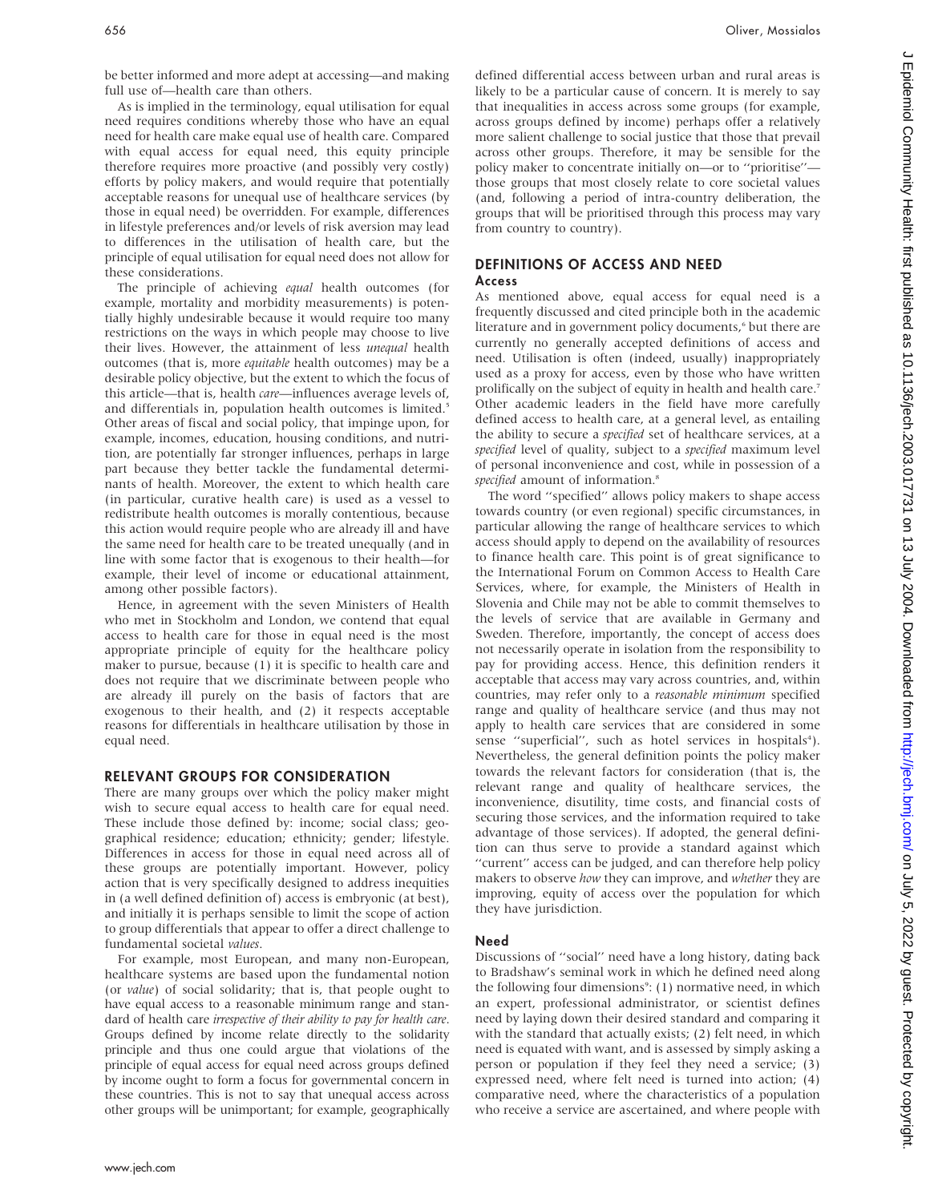be better informed and more adept at accessing—and making full use of—health care than others.

As is implied in the terminology, equal utilisation for equal need requires conditions whereby those who have an equal need for health care make equal use of health care. Compared with equal access for equal need, this equity principle therefore requires more proactive (and possibly very costly) efforts by policy makers, and would require that potentially acceptable reasons for unequal use of healthcare services (by those in equal need) be overridden. For example, differences in lifestyle preferences and/or levels of risk aversion may lead to differences in the utilisation of health care, but the principle of equal utilisation for equal need does not allow for these considerations.

The principle of achieving *equal* health outcomes (for example, mortality and morbidity measurements) is potentially highly undesirable because it would require too many restrictions on the ways in which people may choose to live their lives. However, the attainment of less *unequal* health outcomes (that is, more *equitable* health outcomes) may be a desirable policy objective, but the extent to which the focus of this article—that is, health *care*—influences average levels of, and differentials in, population health outcomes is limited.[5] Other areas of fiscal and social policy, that impinge upon, for example, incomes, education, housing conditions, and nutrition, are potentially far stronger influences, perhaps in large part because they better tackle the fundamental determinants of health. Moreover, the extent to which health care (in particular, curative health care) is used as a vessel to redistribute health outcomes is morally contentious, because this action would require people who are already ill and have the same need for health care to be treated unequally (and in line with some factor that is exogenous to their health—for example, their level of income or educational attainment, among other possible factors).

Hence, in agreement with the seven Ministers of Health who met in Stockholm and London, we contend that equal access to health care for those in equal need is the most appropriate principle of equity for the healthcare policy maker to pursue, because (1) it is specific to health care and does not require that we discriminate between people who are already ill purely on the basis of factors that are exogenous to their health, and (2) it respects acceptable reasons for differentials in healthcare utilisation by those in equal need.

## RELEVANT GROUPS FOR CONSIDERATION

There are many groups over which the policy maker might wish to secure equal access to health care for equal need. These include those defined by: income; social class; geographical residence; education; ethnicity; gender; lifestyle. Differences in access for those in equal need across all of these groups are potentially important. However, policy action that is very specifically designed to address inequities in (a well defined definition of) access is embryonic (at best), and initially it is perhaps sensible to limit the scope of action to group differentials that appear to offer a direct challenge to fundamental societal *values*.

For example, most European, and many non-European, healthcare systems are based upon the fundamental notion (or *value*) of social solidarity; that is, that people ought to have equal access to a reasonable minimum range and standard of health care *irrespective of their ability to pay for health care*. Groups defined by income relate directly to the solidarity principle and thus one could argue that violations of the principle of equal access for equal need across groups defined by income ought to form a focus for governmental concern in these countries. This is not to say that unequal access across other groups will be unimportant; for example, geographically defined differential access between urban and rural areas is likely to be a particular cause of concern. It is merely to say that inequalities in access across some groups (for example, across groups defined by income) perhaps offer a relatively more salient challenge to social justice that those that prevail across other groups. Therefore, it may be sensible for the policy maker to concentrate initially on—or to "prioritise"—those groups that most closely relate to core societal values (and, following a period of intra-country deliberation, the groups that will be prioritised through this process may vary from country to country).

## DEFINITIONS OF ACCESS AND NEED

### Access

As mentioned above, equal access for equal need is a frequently discussed and cited principle both in the academic literature and in government policy documents,[6] but there are currently no generally accepted definitions of access and need. Utilisation is often (indeed, usually) inappropriately used as a proxy for access, even by those who have written prolifically on the subject of equity in health and health care.[7] Other academic leaders in the field have more carefully defined access to health care, at a general level, as entailing the ability to secure a *specified* set of healthcare services, at a *specified* level of quality, subject to a *specified* maximum level of personal inconvenience and cost, while in possession of a *specified* amount of information.[8]

The word "specified" allows policy makers to shape access towards country (or even regional) specific circumstances, in particular allowing the range of healthcare services to which access should apply to depend on the availability of resources to finance health care. This point is of great significance to the International Forum on Common Access to Health Care Services, where, for example, the Ministers of Health in Slovenia and Chile may not be able to commit themselves to the levels of service that are available in Germany and Sweden. Therefore, importantly, the concept of access does not necessarily operate in isolation from the responsibility to pay for providing access. Hence, this definition renders it acceptable that access may vary across countries, and, within countries, may refer only to a *reasonable minimum* specified range and quality of healthcare service (and thus may not apply to health care services that are considered in some sense "superficial", such as hotel services in hospitals[4]). Nevertheless, the general definition points the policy maker towards the relevant factors for consideration (that is, the relevant range and quality of healthcare services, the inconvenience, disutility, time costs, and financial costs of securing those services, and the information required to take advantage of those services). If adopted, the general definition can thus serve to provide a standard against which "current" access can be judged, and can therefore help policy makers to observe *how* they can improve, and *whether* they are improving, equity of access over the population for which they have jurisdiction.

### Need

Discussions of "social" need have a long history, dating back to Bradshaw's seminal work in which he defined need along the following four dimensions[9]: (1) normative need, in which an expert, professional administrator, or scientist defines need by laying down their desired standard and comparing it with the standard that actually exists; (2) felt need, in which need is equated with want, and is assessed by simply asking a person or population if they feel they need a service; (3) expressed need, where felt need is turned into action; (4) comparative need, where the characteristics of a population who receive a service are ascertained, and where people with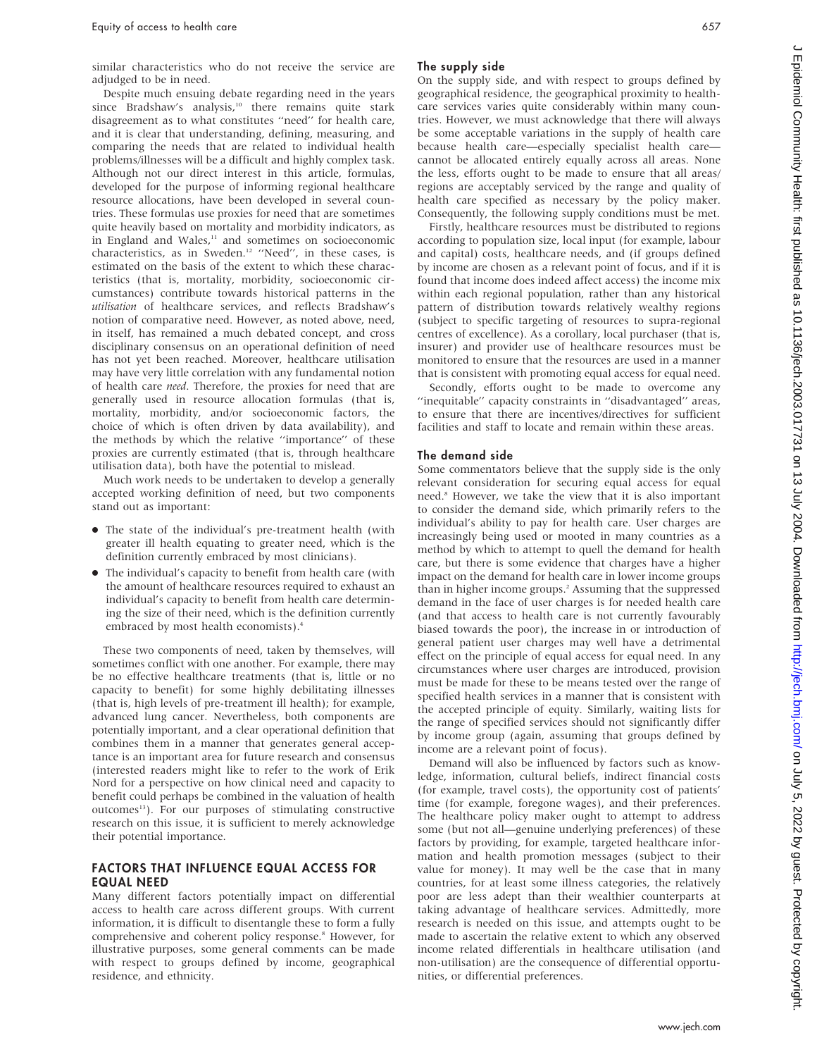similar characteristics who do not receive the service are adjudged to be in need.

Despite much ensuing debate regarding need in the years since Bradshaw's analysis,[10] there remains quite stark disagreement as to what constitutes ''need'' for health care, and it is clear that understanding, defining, measuring, and comparing the needs that are related to individual health problems/illnesses will be a difficult and highly complex task. Although not our direct interest in this article, formulas, developed for the purpose of informing regional healthcare resource allocations, have been developed in several countries. These formulas use proxies for need that are sometimes quite heavily based on mortality and morbidity indicators, as in England and Wales,[11] and sometimes on socioeconomic characteristics, as in Sweden.[12] ''Need'', in these cases, is estimated on the basis of the extent to which these characteristics (that is, mortality, morbidity, socioeconomic circumstances) contribute towards historical patterns in the *utilisation* of healthcare services, and reflects Bradshaw's notion of comparative need. However, as noted above, need, in itself, has remained a much debated concept, and cross disciplinary consensus on an operational definition of need has not yet been reached. Moreover, healthcare utilisation may have very little correlation with any fundamental notion of health care *need*. Therefore, the proxies for need that are generally used in resource allocation formulas (that is, mortality, morbidity, and/or socioeconomic factors, the choice of which is often driven by data availability), and the methods by which the relative ''importance'' of these proxies are currently estimated (that is, through healthcare utilisation data), both have the potential to mislead.

Much work needs to be undertaken to develop a generally accepted working definition of need, but two components stand out as important:

- The state of the individual's pre-treatment health (with greater ill health equating to greater need, which is the definition currently embraced by most clinicians).
- The individual's capacity to benefit from health care (with the amount of healthcare resources required to exhaust an individual's capacity to benefit from health care determining the size of their need, which is the definition currently embraced by most health economists).[4]

These two components of need, taken by themselves, will sometimes conflict with one another. For example, there may be no effective healthcare treatments (that is, little or no capacity to benefit) for some highly debilitating illnesses (that is, high levels of pre-treatment ill health); for example, advanced lung cancer. Nevertheless, both components are potentially important, and a clear operational definition that combines them in a manner that generates general acceptance is an important area for future research and consensus (interested readers might like to refer to the work of Erik Nord for a perspective on how clinical need and capacity to benefit could perhaps be combined in the valuation of health outcomes[13]). For our purposes of stimulating constructive research on this issue, it is sufficient to merely acknowledge their potential importance.

## FACTORS THAT INFLUENCE EQUAL ACCESS FOR EQUAL NEED

Many different factors potentially impact on differential access to health care across different groups. With current information, it is difficult to disentangle these to form a fully comprehensive and coherent policy response.[8] However, for illustrative purposes, some general comments can be made with respect to groups defined by income, geographical residence, and ethnicity.

### The supply side

On the supply side, and with respect to groups defined by geographical residence, the geographical proximity to healthcare services varies quite considerably within many countries. However, we must acknowledge that there will always be some acceptable variations in the supply of health care because health care—especially specialist health care—cannot be allocated entirely equally across all areas. None the less, efforts ought to be made to ensure that all areas/regions are acceptably serviced by the range and quality of health care specified as necessary by the policy maker. Consequently, the following supply conditions must be met.

Firstly, healthcare resources must be distributed to regions according to population size, local input (for example, labour and capital) costs, healthcare needs, and (if groups defined by income are chosen as a relevant point of focus, and if it is found that income does indeed affect access) the income mix within each regional population, rather than any historical pattern of distribution towards relatively wealthy regions (subject to specific targeting of resources to supra-regional centres of excellence). As a corollary, local purchaser (that is, insurer) and provider use of healthcare resources must be monitored to ensure that the resources are used in a manner that is consistent with promoting equal access for equal need.

Secondly, efforts ought to be made to overcome any ''inequitable'' capacity constraints in ''disadvantaged'' areas, to ensure that there are incentives/directives for sufficient facilities and staff to locate and remain within these areas.

### The demand side

Some commentators believe that the supply side is the only relevant consideration for securing equal access for equal need.[8] However, we take the view that it is also important to consider the demand side, which primarily refers to the individual's ability to pay for health care. User charges are increasingly being used or mooted in many countries as a method by which to attempt to quell the demand for health care, but there is some evidence that charges have a higher impact on the demand for health care in lower income groups than in higher income groups.[2] Assuming that the suppressed demand in the face of user charges is for needed health care (and that access to health care is not currently favourably biased towards the poor), the increase in or introduction of general patient user charges may well have a detrimental effect on the principle of equal access for equal need. In any circumstances where user charges are introduced, provision must be made for these to be means tested over the range of specified health services in a manner that is consistent with the accepted principle of equity. Similarly, waiting lists for the range of specified services should not significantly differ by income group (again, assuming that groups defined by income are a relevant point of focus).

Demand will also be influenced by factors such as knowledge, information, cultural beliefs, indirect financial costs (for example, travel costs), the opportunity cost of patients' time (for example, foregone wages), and their preferences. The healthcare policy maker ought to attempt to address some (but not all—genuine underlying preferences) of these factors by providing, for example, targeted healthcare information and health promotion messages (subject to their value for money). It may well be the case that in many countries, for at least some illness categories, the relatively poor are less adept than their wealthier counterparts at taking advantage of healthcare services. Admittedly, more research is needed on this issue, and attempts ought to be made to ascertain the relative extent to which any observed income related differentials in healthcare utilisation (and non-utilisation) are the consequence of differential opportunities, or differential preferences.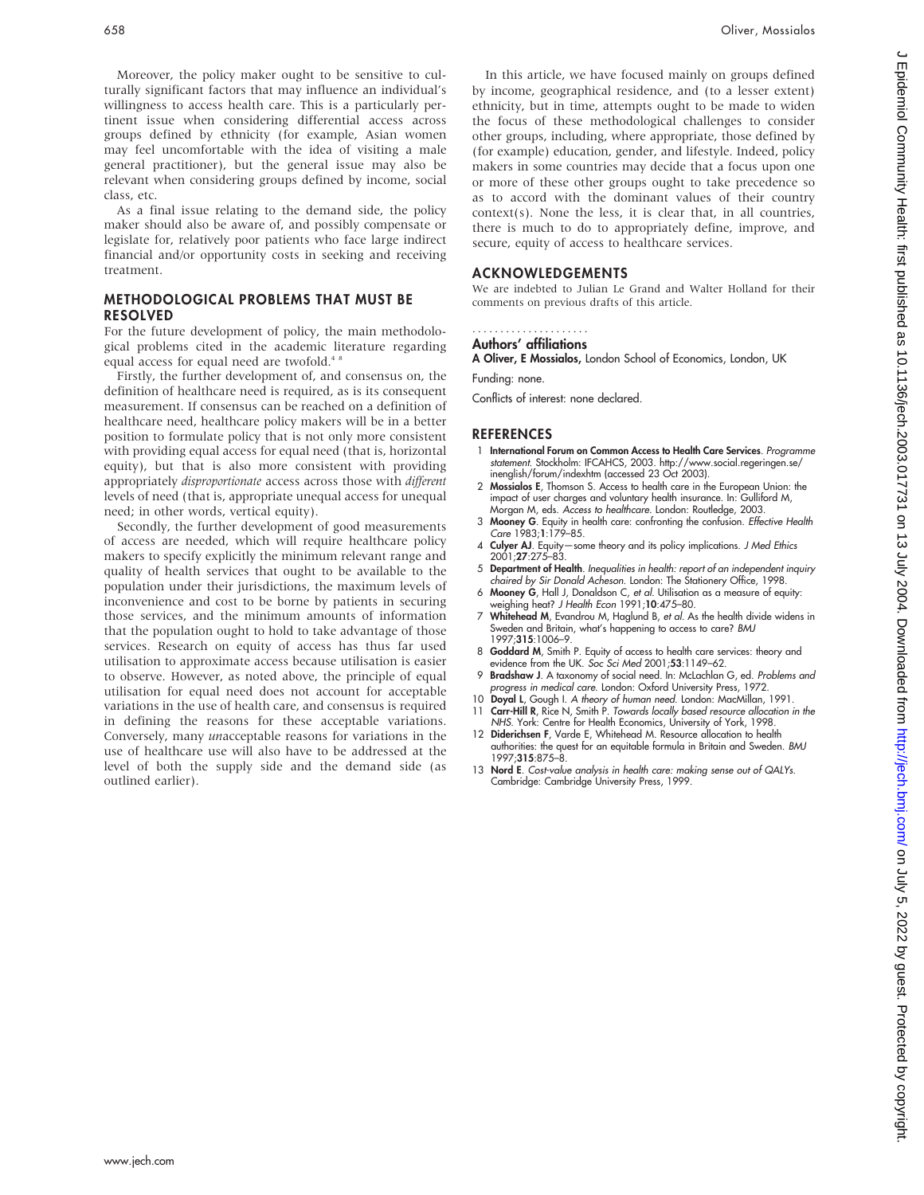Moreover, the policy maker ought to be sensitive to culturally significant factors that may influence an individual's willingness to access health care. This is a particularly pertinent issue when considering differential access across groups defined by ethnicity (for example, Asian women may feel uncomfortable with the idea of visiting a male general practitioner), but the general issue may also be relevant when considering groups defined by income, social class, etc.

As a final issue relating to the demand side, the policy maker should also be aware of, and possibly compensate or legislate for, relatively poor patients who face large indirect financial and/or opportunity costs in seeking and receiving treatment.

## METHODOLOGICAL PROBLEMS THAT MUST BE RESOLVED

For the future development of policy, the main methodological problems cited in the academic literature regarding equal access for equal need are twofold.[4 8]

Firstly, the further development of, and consensus on, the definition of healthcare need is required, as is its consequent measurement. If consensus can be reached on a definition of healthcare need, healthcare policy makers will be in a better position to formulate policy that is not only more consistent with providing equal access for equal need (that is, horizontal equity), but that is also more consistent with providing appropriately *disproportionate* access across those with *different* levels of need (that is, appropriate unequal access for unequal need; in other words, vertical equity).

Secondly, the further development of good measurements of access are needed, which will require healthcare policy makers to specify explicitly the minimum relevant range and quality of health services that ought to be available to the population under their jurisdictions, the maximum levels of inconvenience and cost to be borne by patients in securing those services, and the minimum amounts of information that the population ought to hold to take advantage of those services. Research on equity of access has thus far used utilisation to approximate access because utilisation is easier to observe. However, as noted above, the principle of equal utilisation for equal need does not account for acceptable variations in the use of health care, and consensus is required in defining the reasons for these acceptable variations. Conversely, many *un*acceptable reasons for variations in the use of healthcare use will also have to be addressed at the level of both the supply side and the demand side (as outlined earlier).

In this article, we have focused mainly on groups defined by income, geographical residence, and (to a lesser extent) ethnicity, but in time, attempts ought to be made to widen the focus of these methodological challenges to consider other groups, including, where appropriate, those defined by (for example) education, gender, and lifestyle. Indeed, policy makers in some countries may decide that a focus upon one or more of these other groups ought to take precedence so as to accord with the dominant values of their country context(s). None the less, it is clear that, in all countries, there is much to do to appropriately define, improve, and secure, equity of access to healthcare services.

## ACKNOWLEDGEMENTS

We are indebted to Julian Le Grand and Walter Holland for their comments on previous drafts of this article.

### Authors' affiliations

**A Oliver, E Mossialos,** London School of Economics, London, UK

Funding: none.

Conflicts of interest: none declared.

## REFERENCES

1. **International Forum on Common Access to Health Care Services**. *Programme statement*. Stockholm: IFCAHCS, 2003. http://www.social.regeringen.se/inenglish/forum/indexhtm (accessed 23 Oct 2003).
2. **Mossialos E**, Thomson S. Access to health care in the European Union: the impact of user charges and voluntary health insurance. In: Gulliford M, Morgan M, eds. *Access to healthcare*. London: Routledge, 2003.
3. **Mooney G**. Equity in health care: confronting the confusion. *Effective Health Care* 1983;**1**:179–85.
4. **Culyer AJ**. Equity—some theory and its policy implications. *J Med Ethics* 2001;**27**:275–83.
5. **Department of Health**. *Inequalities in health: report of an independent inquiry chaired by Sir Donald Acheson*. London: The Stationery Office, 1998.
6. **Mooney G**, Hall J, Donaldson C, *et al*. Utilisation as a measure of equity: weighing heat? *J Health Econ* 1991;**10**:475–80.
7. **Whitehead M**, Evandrou M, Haglund B, *et al*. As the health divide widens in Sweden and Britain, what's happening to access to care? *BMJ* 1997;**315**:1006–9.
8. **Goddard M**, Smith P. Equity of access to health care services: theory and evidence from the UK. *Soc Sci Med* 2001;**53**:1149–62.
9. **Bradshaw J**. A taxonomy of social need. In: McLachlan G, ed. *Problems and progress in medical care*. London: Oxford University Press, 1972.
10. **Doyal L**, Gough I. *A theory of human need*. London: MacMillan, 1991.
11. **Carr-Hill R**, Rice N, Smith P. *Towards locally based resource allocation in the NHS*. York: Centre for Health Economics, University of York, 1998.
12. **Diderichsen F**, Varde E, Whitehead M. Resource allocation to health authorities: the quest for an equitable formula in Britain and Sweden. *BMJ* 1997;**315**:875–8.
13. **Nord E**. *Cost-value analysis in health care: making sense out of QALYs*. Cambridge: Cambridge University Press, 1999.